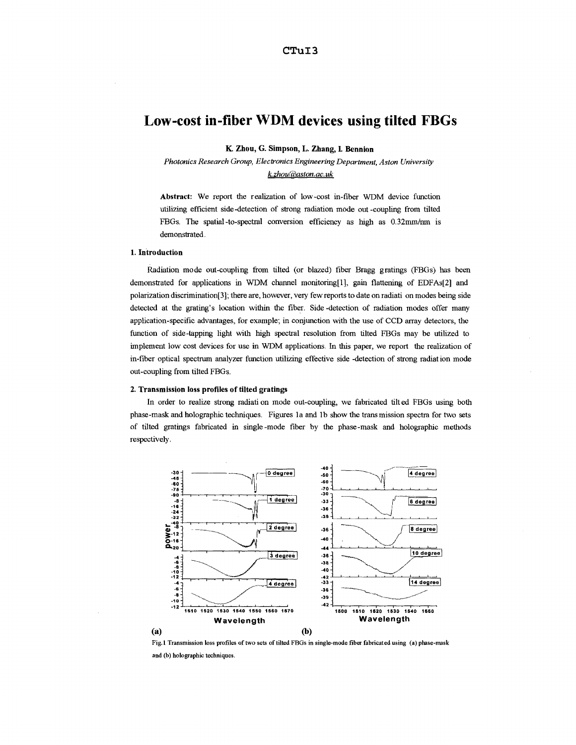CTuI3

# Low-cost in-fiber WDM devices using tilted FBGs

**K. Zhou, G. Simpson, L. Zhang, I. Bennion**

*Photonics Research Group, Electronics Engineering Department, Aston University*
*k.zhou@aston.ac.uk*

**Abstract:** We report the realization of low-cost in-fiber WDM device function utilizing efficient side-detection of strong radiation mode out-coupling from tilted FBGs. The spatial-to-spectral conversion efficiency as high as 0.32mm/nm is demonstrated.

## 1. Introduction

Radiation mode out-coupling from tilted (or blazed) fiber Bragg gratings (FBGs) has been demonstrated for applications in WDM channel monitoring[1], gain flattening of EDFAs[2] and polarization discrimination[3]; there are, however, very few reports to date on radiati on modes being side detected at the grating's location within the fiber. Side-detection of radiation modes offer many application-specific advantages, for example; in conjunction with the use of CCD array detectors, the function of side-tapping light with high spectral resolution from tilted FBGs may be utilized to implement low cost devices for use in WDM applications. In this paper, we report the realization of in-fiber optical spectrum analyzer function utilizing effective side-detection of strong radiat ion mode out-coupling from tilted FBGs.

## 2. Transmission loss profiles of tilted gratings

In order to realize strong radiati on mode out-coupling, we fabricated tilt ed FBGs using both phase-mask and holographic techniques. Figures 1a and 1b show the transmission spectra for two sets of tilted gratings fabricated in single-mode fiber by the phase-mask and holographic methods respectively.

Fig.1 Transmission loss profiles of two sets of tilted FBGs in single-mode fiber fabricated using (a) phase-mask and (b) holographic techniques.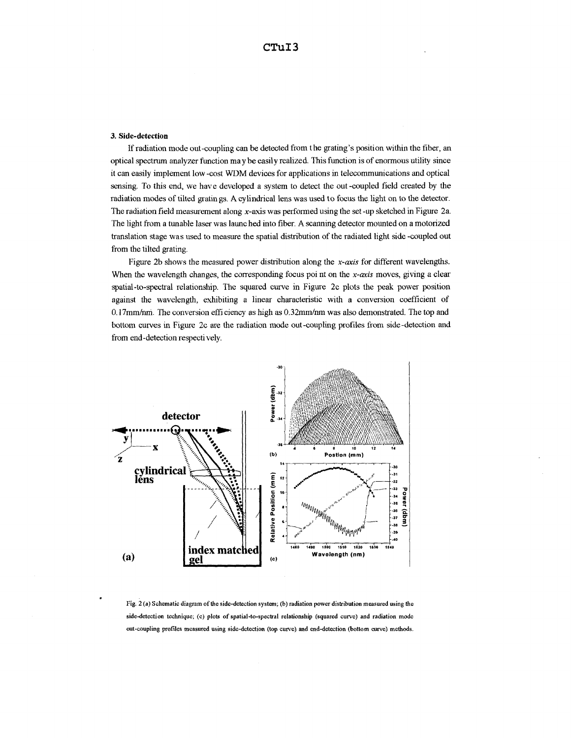### 3. Side-detection

If radiation mode out-coupling can be detected from the grating's position within the fiber, an optical spectrum analyzer function may be easily realized. This function is of enormous utility since it can easily implement low-cost WDM devices for applications in telecommunications and optical sensing. To this end, we have developed a system to detect the out-coupled field created by the radiation modes of tilted gratings. A cylindrical lens was used to focus the light on to the detector. The radiation field measurement along $x$-axis was performed using the set-up sketched in Figure 2a. The light from a tunable laser was launched into fiber. A scanning detector mounted on a motorized translation stage was used to measure the spatial distribution of the radiated light side-coupled out from the tilted grating.

Figure 2b shows the measured power distribution along the *x-axis* for different wavelengths. When the wavelength changes, the corresponding focus point on the *x-axis* moves, giving a clear spatial-to-spectral relationship. The squared curve in Figure 2c plots the peak power position against the wavelength, exhibiting a linear characteristic with a conversion coefficient of 0.17mm/nm. The conversion efficiency as high as 0.32mm/nm was also demonstrated. The top and bottom curves in Figure 2c are the radiation mode out-coupling profiles from side-detection and from end-detection respectively.

Fig. 2 (a) Schematic diagram of the side-detection system; (b) radiation power distribution measured using the side-detection technique; (c) plots of spatial-to-spectral relationship (squared curve) and radiation mode out-coupling profiles measured using side-detection (top curve) and end-detection (bottom curve) methods.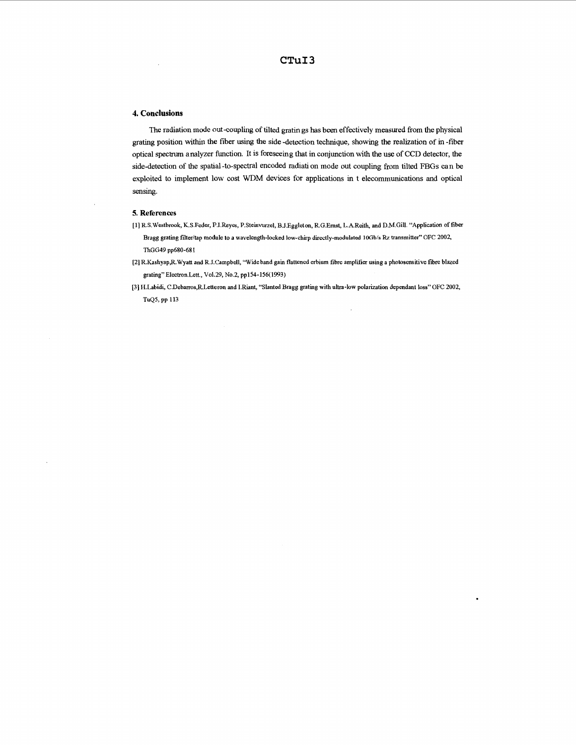## 4. Conclusions

The radiation mode out-coupling of tilted gratin gs has been effectively measured from the physical grating position within the fiber using the side-detection technique, showing the realization of in-fiber optical spectrum analyzer function. It is foreseeing that in conjunction with the use of CCD detector, the side-detection of the spatial-to-spectral encoded radiati on mode out coupling from tilted FBGs can be exploited to implement low cost WDM devices for applications in t elecommunications and optical sensing.

## 5. References

[1] R.S.Westbrook, K.S.Feder, P.I.Reyes, P.Steinvurzel, B.J.Eggleton, R.G.Ernst, L.A.Reith, and D.M.Gill. "Application of fiber Bragg grating filter/tap module to a wavelength-locked low-chirp directly-modulated 10Gb/s Rz transmitter" OFC 2002, ThGG49 pp680-681

[2] R.Kashyap,R.Wyatt and R.J.Campbell, "Wide band gain flattened erbium fibre amplifier using a photosensitive fibre blazed grating" Electron.Lett., Vol.29, No.2, pp154-156(1993)

[3] H.Labidi, C.Debarros,R.Letteron and I.Riant, "Slanted Bragg grating with ultra-low polarization dependant loss" OFC 2002, TuQ5, pp 113